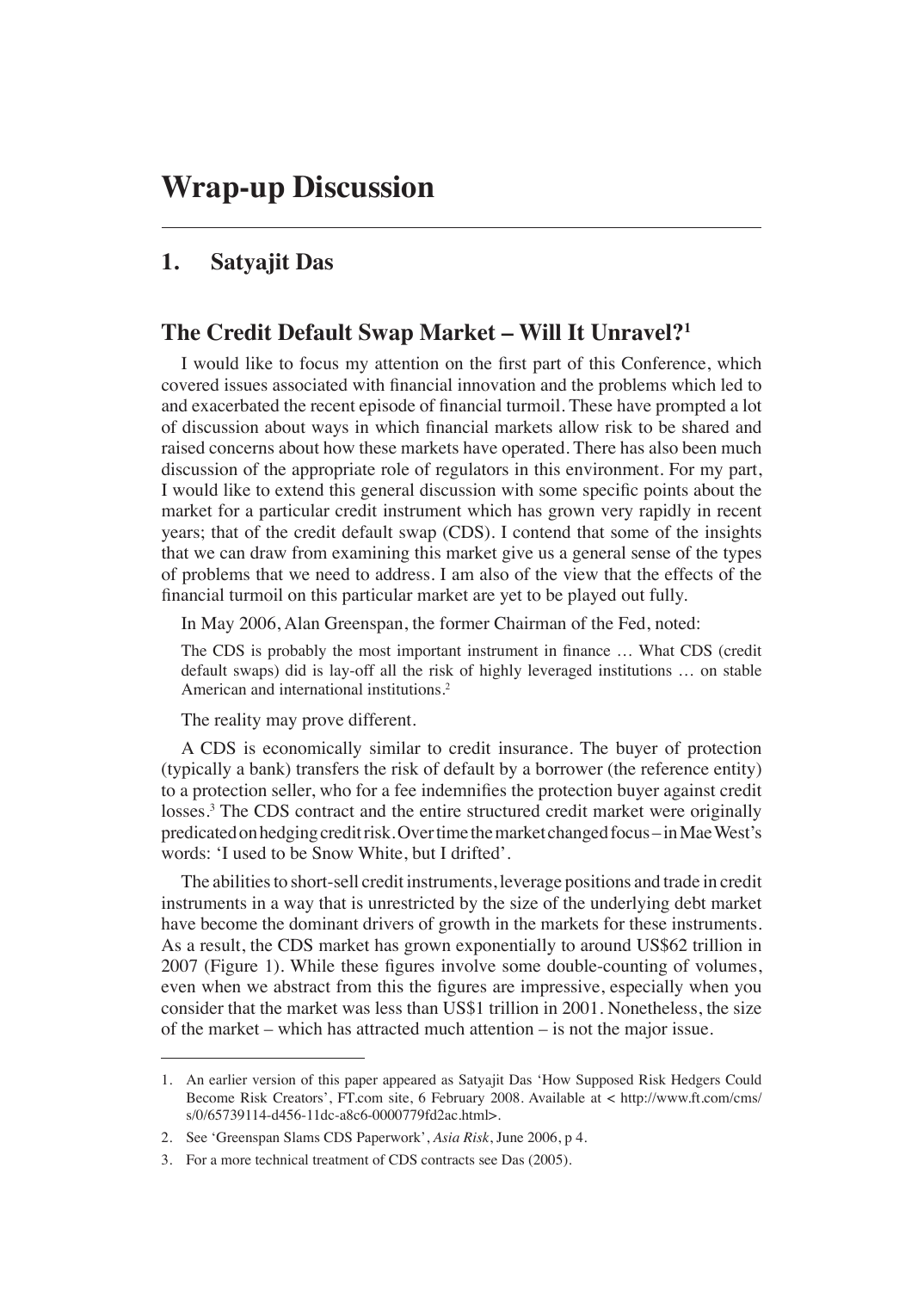# Wrap-up Discussion

## 1. Satyajit Das

### The Credit Default Swap Market – Will It Unravel?[1]

I would like to focus my attention on the first part of this Conference, which covered issues associated with financial innovation and the problems which led to and exacerbated the recent episode of financial turmoil. These have prompted a lot of discussion about ways in which financial markets allow risk to be shared and raised concerns about how these markets have operated. There has also been much discussion of the appropriate role of regulators in this environment. For my part, I would like to extend this general discussion with some specific points about the market for a particular credit instrument which has grown very rapidly in recent years; that of the credit default swap (CDS). I contend that some of the insights that we can draw from examining this market give us a general sense of the types of problems that we need to address. I am also of the view that the effects of the financial turmoil on this particular market are yet to be played out fully.

In May 2006, Alan Greenspan, the former Chairman of the Fed, noted:

> The CDS is probably the most important instrument in finance … What CDS (credit default swaps) did is lay-off all the risk of highly leveraged institutions … on stable American and international institutions.[2]

The reality may prove different.

A CDS is economically similar to credit insurance. The buyer of protection (typically a bank) transfers the risk of default by a borrower (the reference entity) to a protection seller, who for a fee indemnifies the protection buyer against credit losses.[3] The CDS contract and the entire structured credit market were originally predicated on hedging credit risk. Over time the market changed focus – in Mae West's words: 'I used to be Snow White, but I drifted'.

The abilities to short-sell credit instruments, leverage positions and trade in credit instruments in a way that is unrestricted by the size of the underlying debt market have become the dominant drivers of growth in the markets for these instruments. As a result, the CDS market has grown exponentially to around US$62 trillion in 2007 (Figure 1). While these figures involve some double-counting of volumes, even when we abstract from this the figures are impressive, especially when you consider that the market was less than US$1 trillion in 2001. Nonetheless, the size of the market – which has attracted much attention – is not the major issue.

---

1. An earlier version of this paper appeared as Satyajit Das 'How Supposed Risk Hedgers Could Become Risk Creators', FT.com site, 6 February 2008. Available at < http://www.ft.com/cms/s/0/65739114-d456-11dc-a8c6-0000779fd2ac.html>.
2. See 'Greenspan Slams CDS Paperwork', *Asia Risk*, June 2006, p 4.
3. For a more technical treatment of CDS contracts see Das (2005).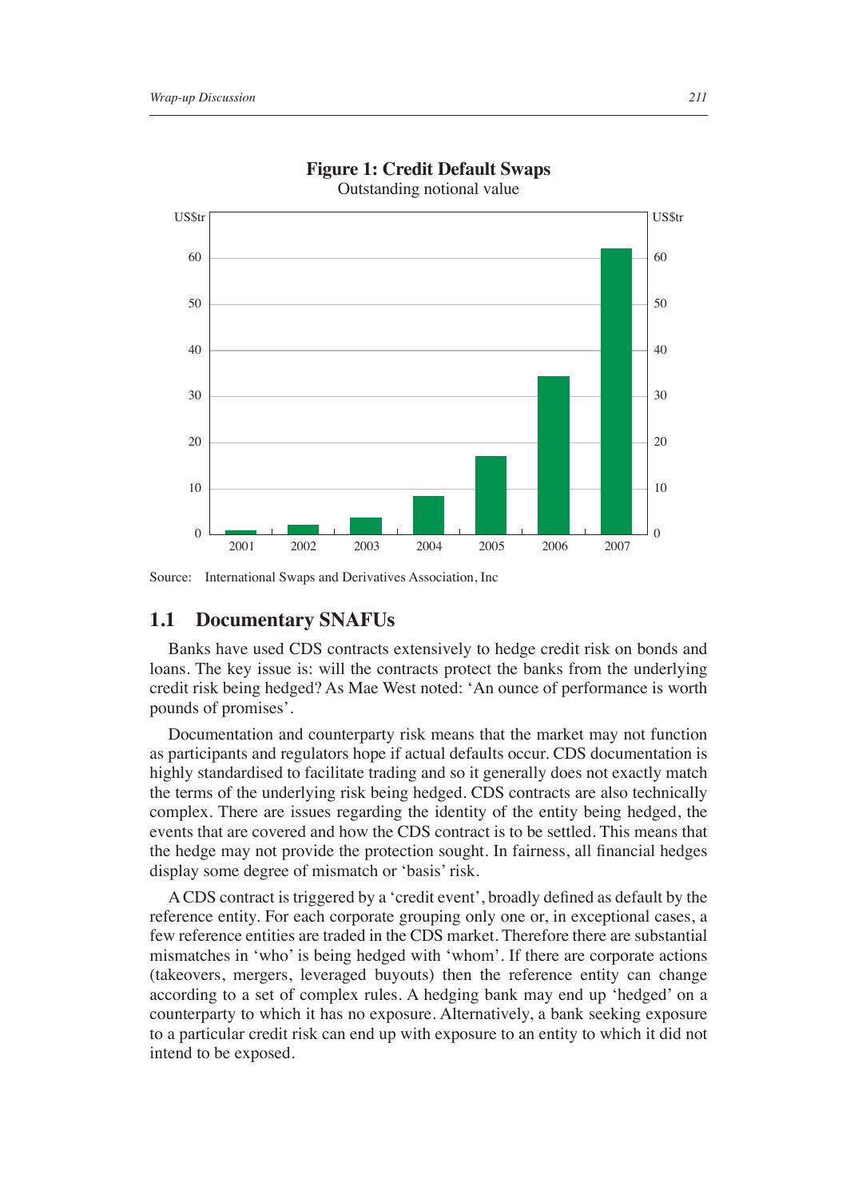**Figure 1: Credit Default Swaps**
Outstanding notional value

Source: International Swaps and Derivatives Association, Inc

## 1.1 Documentary SNAFUs

Banks have used CDS contracts extensively to hedge credit risk on bonds and loans. The key issue is: will the contracts protect the banks from the underlying credit risk being hedged? As Mae West noted: 'An ounce of performance is worth pounds of promises'.

Documentation and counterparty risk means that the market may not function as participants and regulators hope if actual defaults occur. CDS documentation is highly standardised to facilitate trading and so it generally does not exactly match the terms of the underlying risk being hedged. CDS contracts are also technically complex. There are issues regarding the identity of the entity being hedged, the events that are covered and how the CDS contract is to be settled. This means that the hedge may not provide the protection sought. In fairness, all financial hedges display some degree of mismatch or 'basis' risk.

A CDS contract is triggered by a 'credit event', broadly defined as default by the reference entity. For each corporate grouping only one or, in exceptional cases, a few reference entities are traded in the CDS market. Therefore there are substantial mismatches in 'who' is being hedged with 'whom'. If there are corporate actions (takeovers, mergers, leveraged buyouts) then the reference entity can change according to a set of complex rules. A hedging bank may end up 'hedged' on a counterparty to which it has no exposure. Alternatively, a bank seeking exposure to a particular credit risk can end up with exposure to an entity to which it did not intend to be exposed.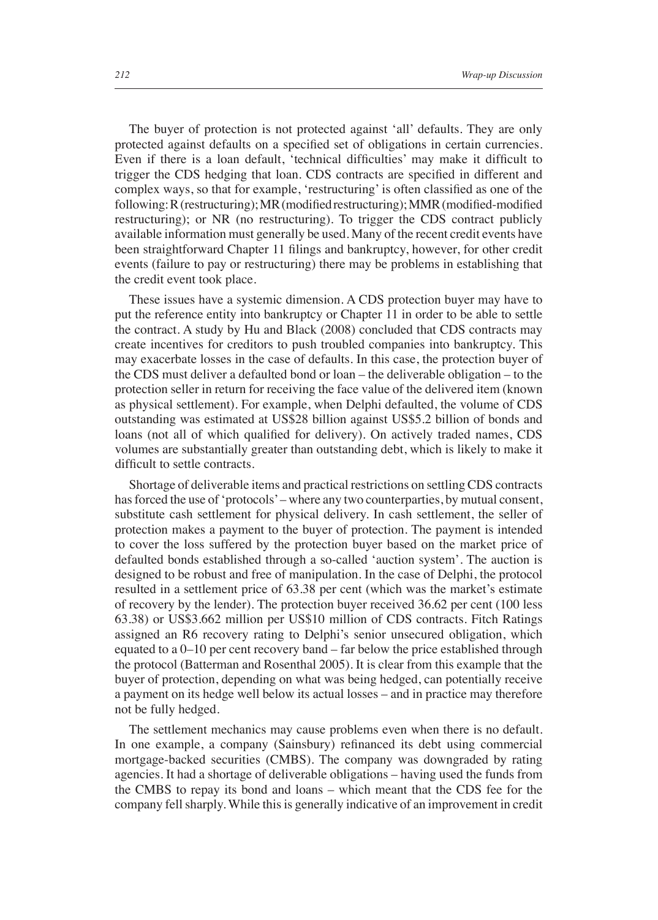The buyer of protection is not protected against 'all' defaults. They are only protected against defaults on a specified set of obligations in certain currencies. Even if there is a loan default, 'technical difficulties' may make it difficult to trigger the CDS hedging that loan. CDS contracts are specified in different and complex ways, so that for example, 'restructuring' is often classified as one of the following: R (restructuring); MR (modified restructuring); MMR (modified-modified restructuring); or NR (no restructuring). To trigger the CDS contract publicly available information must generally be used. Many of the recent credit events have been straightforward Chapter 11 filings and bankruptcy, however, for other credit events (failure to pay or restructuring) there may be problems in establishing that the credit event took place.

These issues have a systemic dimension. A CDS protection buyer may have to put the reference entity into bankruptcy or Chapter 11 in order to be able to settle the contract. A study by Hu and Black (2008) concluded that CDS contracts may create incentives for creditors to push troubled companies into bankruptcy. This may exacerbate losses in the case of defaults. In this case, the protection buyer of the CDS must deliver a defaulted bond or loan – the deliverable obligation – to the protection seller in return for receiving the face value of the delivered item (known as physical settlement). For example, when Delphi defaulted, the volume of CDS outstanding was estimated at US$28 billion against US$5.2 billion of bonds and loans (not all of which qualified for delivery). On actively traded names, CDS volumes are substantially greater than outstanding debt, which is likely to make it difficult to settle contracts.

Shortage of deliverable items and practical restrictions on settling CDS contracts has forced the use of 'protocols' – where any two counterparties, by mutual consent, substitute cash settlement for physical delivery. In cash settlement, the seller of protection makes a payment to the buyer of protection. The payment is intended to cover the loss suffered by the protection buyer based on the market price of defaulted bonds established through a so-called 'auction system'. The auction is designed to be robust and free of manipulation. In the case of Delphi, the protocol resulted in a settlement price of 63.38 per cent (which was the market's estimate of recovery by the lender). The protection buyer received 36.62 per cent (100 less 63.38) or US$3.662 million per US$10 million of CDS contracts. Fitch Ratings assigned an R6 recovery rating to Delphi's senior unsecured obligation, which equated to a 0–10 per cent recovery band – far below the price established through the protocol (Batterman and Rosenthal 2005). It is clear from this example that the buyer of protection, depending on what was being hedged, can potentially receive a payment on its hedge well below its actual losses – and in practice may therefore not be fully hedged.

The settlement mechanics may cause problems even when there is no default. In one example, a company (Sainsbury) refinanced its debt using commercial mortgage-backed securities (CMBS). The company was downgraded by rating agencies. It had a shortage of deliverable obligations – having used the funds from the CMBS to repay its bond and loans – which meant that the CDS fee for the company fell sharply. While this is generally indicative of an improvement in credit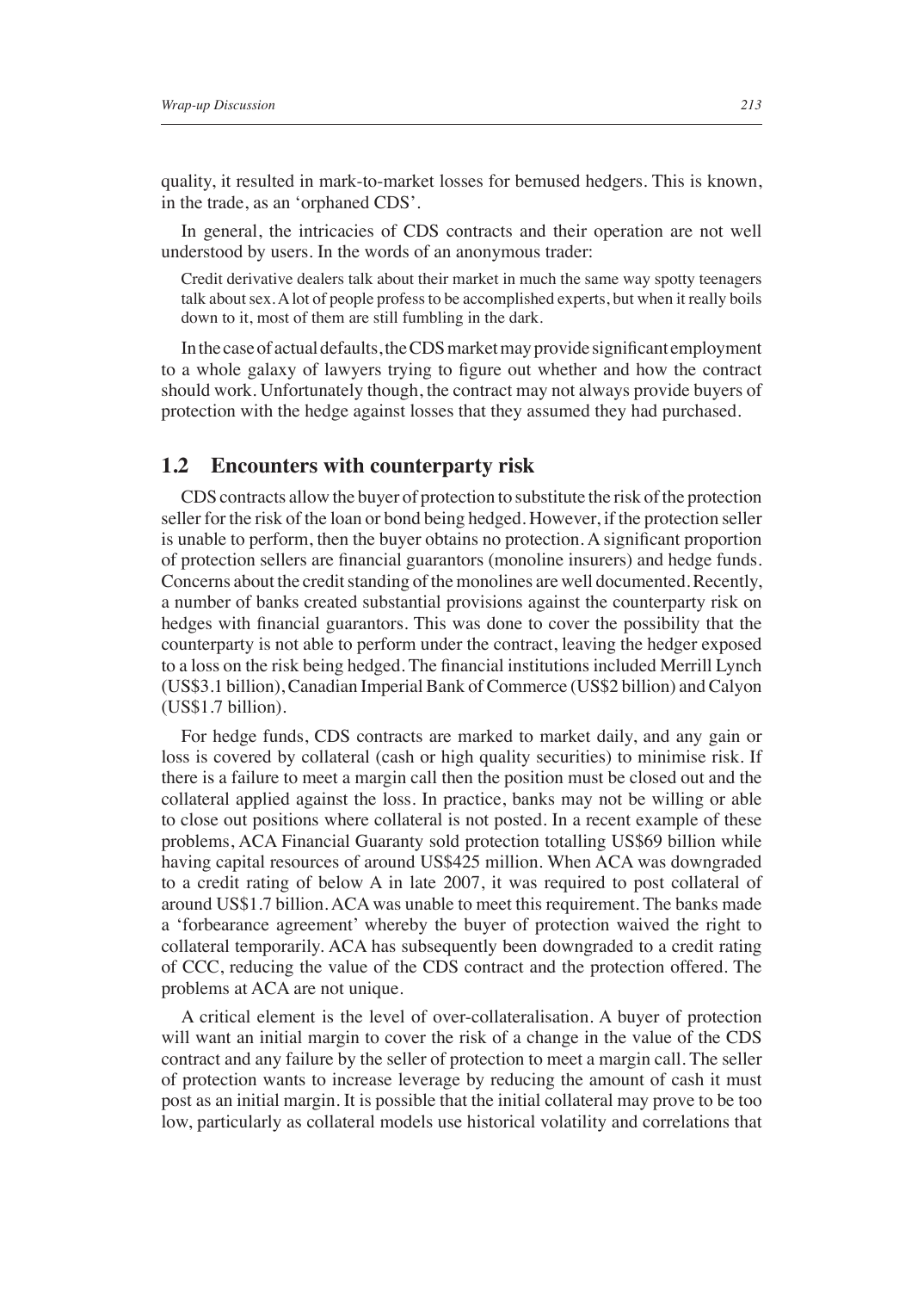quality, it resulted in mark-to-market losses for bemused hedgers. This is known, in the trade, as an 'orphaned CDS'.

In general, the intricacies of CDS contracts and their operation are not well understood by users. In the words of an anonymous trader:

> Credit derivative dealers talk about their market in much the same way spotty teenagers talk about sex. A lot of people profess to be accomplished experts, but when it really boils down to it, most of them are still fumbling in the dark.

In the case of actual defaults, the CDS market may provide significant employment to a whole galaxy of lawyers trying to figure out whether and how the contract should work. Unfortunately though, the contract may not always provide buyers of protection with the hedge against losses that they assumed they had purchased.

## 1.2 Encounters with counterparty risk

CDS contracts allow the buyer of protection to substitute the risk of the protection seller for the risk of the loan or bond being hedged. However, if the protection seller is unable to perform, then the buyer obtains no protection. A significant proportion of protection sellers are financial guarantors (monoline insurers) and hedge funds. Concerns about the credit standing of the monolines are well documented. Recently, a number of banks created substantial provisions against the counterparty risk on hedges with financial guarantors. This was done to cover the possibility that the counterparty is not able to perform under the contract, leaving the hedger exposed to a loss on the risk being hedged. The financial institutions included Merrill Lynch (US$3.1 billion), Canadian Imperial Bank of Commerce (US$2 billion) and Calyon (US$1.7 billion).

For hedge funds, CDS contracts are marked to market daily, and any gain or loss is covered by collateral (cash or high quality securities) to minimise risk. If there is a failure to meet a margin call then the position must be closed out and the collateral applied against the loss. In practice, banks may not be willing or able to close out positions where collateral is not posted. In a recent example of these problems, ACA Financial Guaranty sold protection totalling US$69 billion while having capital resources of around US$425 million. When ACA was downgraded to a credit rating of below A in late 2007, it was required to post collateral of around US$1.7 billion. ACA was unable to meet this requirement. The banks made a 'forbearance agreement' whereby the buyer of protection waived the right to collateral temporarily. ACA has subsequently been downgraded to a credit rating of CCC, reducing the value of the CDS contract and the protection offered. The problems at ACA are not unique.

A critical element is the level of over-collateralisation. A buyer of protection will want an initial margin to cover the risk of a change in the value of the CDS contract and any failure by the seller of protection to meet a margin call. The seller of protection wants to increase leverage by reducing the amount of cash it must post as an initial margin. It is possible that the initial collateral may prove to be too low, particularly as collateral models use historical volatility and correlations that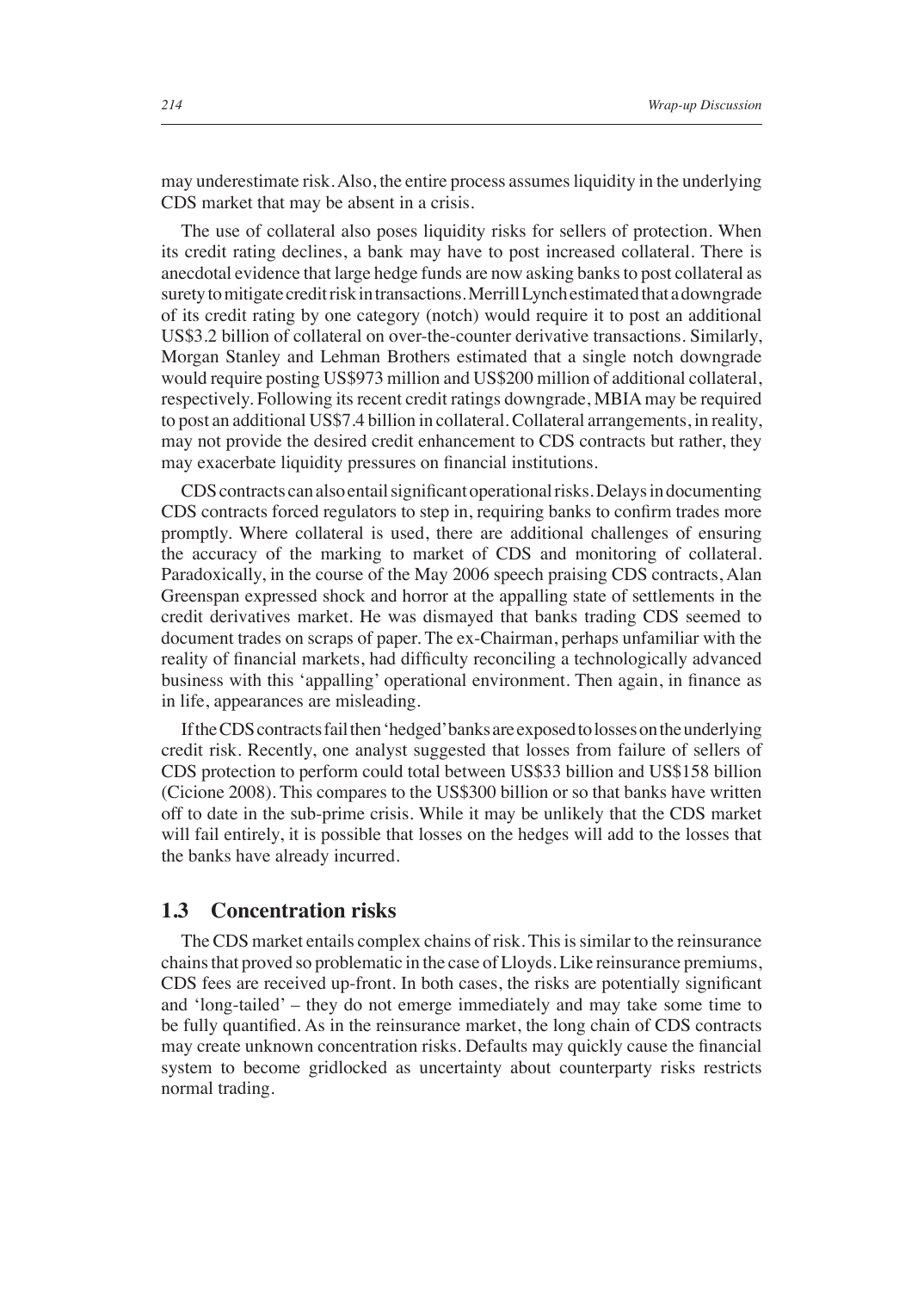may underestimate risk. Also, the entire process assumes liquidity in the underlying CDS market that may be absent in a crisis.

The use of collateral also poses liquidity risks for sellers of protection. When its credit rating declines, a bank may have to post increased collateral. There is anecdotal evidence that large hedge funds are now asking banks to post collateral as surety to mitigate credit risk in transactions. Merrill Lynch estimated that a downgrade of its credit rating by one category (notch) would require it to post an additional US$3.2 billion of collateral on over-the-counter derivative transactions. Similarly, Morgan Stanley and Lehman Brothers estimated that a single notch downgrade would require posting US$973 million and US$200 million of additional collateral, respectively. Following its recent credit ratings downgrade, MBIA may be required to post an additional US$7.4 billion in collateral. Collateral arrangements, in reality, may not provide the desired credit enhancement to CDS contracts but rather, they may exacerbate liquidity pressures on financial institutions.

CDS contracts can also entail significant operational risks. Delays in documenting CDS contracts forced regulators to step in, requiring banks to confirm trades more promptly. Where collateral is used, there are additional challenges of ensuring the accuracy of the marking to market of CDS and monitoring of collateral. Paradoxically, in the course of the May 2006 speech praising CDS contracts, Alan Greenspan expressed shock and horror at the appalling state of settlements in the credit derivatives market. He was dismayed that banks trading CDS seemed to document trades on scraps of paper. The ex-Chairman, perhaps unfamiliar with the reality of financial markets, had difficulty reconciling a technologically advanced business with this 'appalling' operational environment. Then again, in finance as in life, appearances are misleading.

If the CDS contracts fail then 'hedged' banks are exposed to losses on the underlying credit risk. Recently, one analyst suggested that losses from failure of sellers of CDS protection to perform could total between US$33 billion and US$158 billion (Cicione 2008). This compares to the US$300 billion or so that banks have written off to date in the sub-prime crisis. While it may be unlikely that the CDS market will fail entirely, it is possible that losses on the hedges will add to the losses that the banks have already incurred.

## 1.3 Concentration risks

The CDS market entails complex chains of risk. This is similar to the reinsurance chains that proved so problematic in the case of Lloyds. Like reinsurance premiums, CDS fees are received up-front. In both cases, the risks are potentially significant and 'long-tailed' – they do not emerge immediately and may take some time to be fully quantified. As in the reinsurance market, the long chain of CDS contracts may create unknown concentration risks. Defaults may quickly cause the financial system to become gridlocked as uncertainty about counterparty risks restricts normal trading.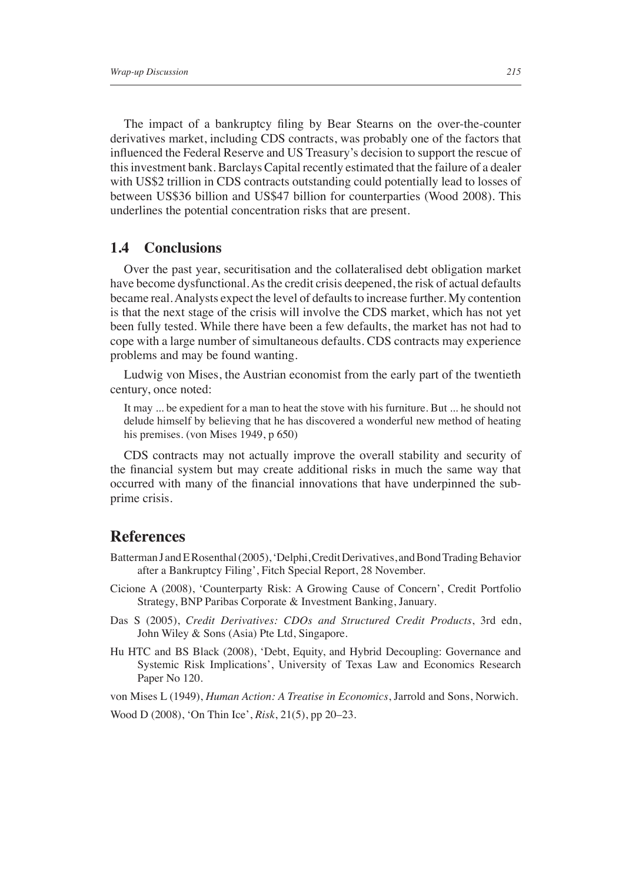The impact of a bankruptcy filing by Bear Stearns on the over-the-counter derivatives market, including CDS contracts, was probably one of the factors that influenced the Federal Reserve and US Treasury's decision to support the rescue of this investment bank. Barclays Capital recently estimated that the failure of a dealer with US$2 trillion in CDS contracts outstanding could potentially lead to losses of between US$36 billion and US$47 billion for counterparties (Wood 2008). This underlines the potential concentration risks that are present.

## 1.4 Conclusions

Over the past year, securitisation and the collateralised debt obligation market have become dysfunctional. As the credit crisis deepened, the risk of actual defaults became real. Analysts expect the level of defaults to increase further. My contention is that the next stage of the crisis will involve the CDS market, which has not yet been fully tested. While there have been a few defaults, the market has not had to cope with a large number of simultaneous defaults. CDS contracts may experience problems and may be found wanting.

Ludwig von Mises, the Austrian economist from the early part of the twentieth century, once noted:

> It may ... be expedient for a man to heat the stove with his furniture. But ... he should not delude himself by believing that he has discovered a wonderful new method of heating his premises. (von Mises 1949, p 650)

CDS contracts may not actually improve the overall stability and security of the financial system but may create additional risks in much the same way that occurred with many of the financial innovations that have underpinned the sub-prime crisis.

## References

Batterman J and E Rosenthal (2005), 'Delphi, Credit Derivatives, and Bond Trading Behavior after a Bankruptcy Filing', Fitch Special Report, 28 November.

Cicione A (2008), 'Counterparty Risk: A Growing Cause of Concern', Credit Portfolio Strategy, BNP Paribas Corporate & Investment Banking, January.

Das S (2005), *Credit Derivatives: CDOs and Structured Credit Products*, 3rd edn, John Wiley & Sons (Asia) Pte Ltd, Singapore.

Hu HTC and BS Black (2008), 'Debt, Equity, and Hybrid Decoupling: Governance and Systemic Risk Implications', University of Texas Law and Economics Research Paper No 120.

von Mises L (1949), *Human Action: A Treatise in Economics*, Jarrold and Sons, Norwich.

Wood D (2008), 'On Thin Ice', *Risk*, 21(5), pp 20–23.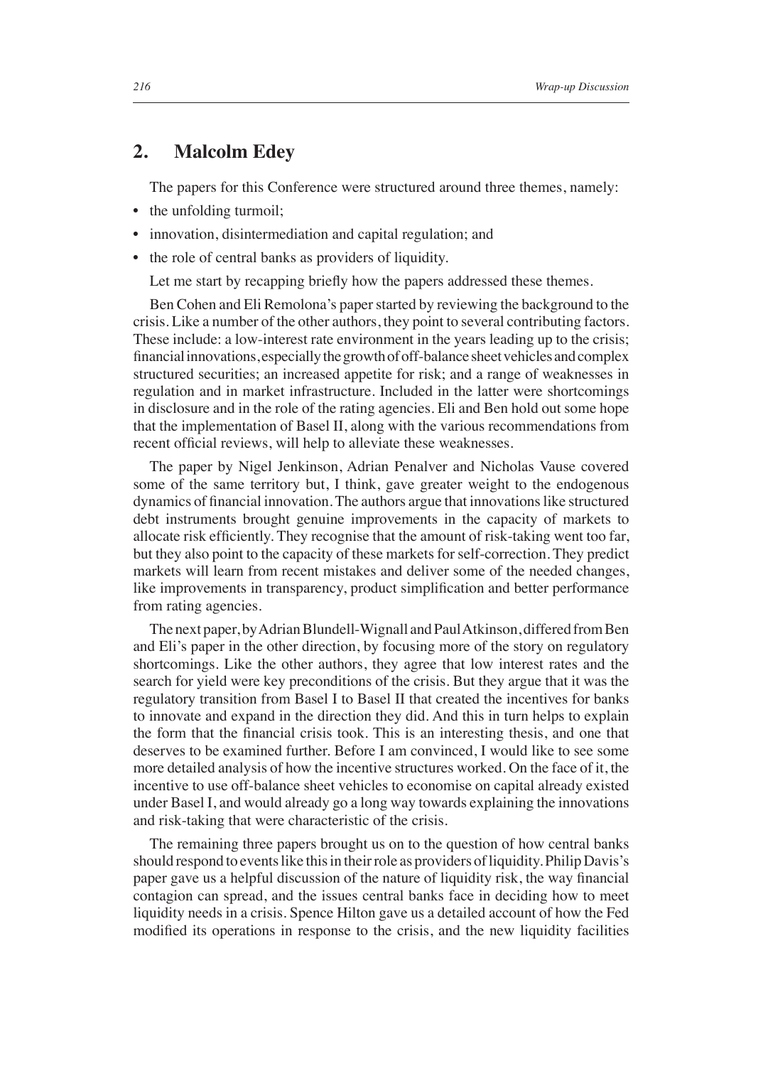## 2. Malcolm Edey

The papers for this Conference were structured around three themes, namely:

- the unfolding turmoil;
- innovation, disintermediation and capital regulation; and
- the role of central banks as providers of liquidity.

Let me start by recapping briefly how the papers addressed these themes.

Ben Cohen and Eli Remolona's paper started by reviewing the background to the crisis. Like a number of the other authors, they point to several contributing factors. These include: a low-interest rate environment in the years leading up to the crisis; financial innovations, especially the growth of off-balance sheet vehicles and complex structured securities; an increased appetite for risk; and a range of weaknesses in regulation and in market infrastructure. Included in the latter were shortcomings in disclosure and in the role of the rating agencies. Eli and Ben hold out some hope that the implementation of Basel II, along with the various recommendations from recent official reviews, will help to alleviate these weaknesses.

The paper by Nigel Jenkinson, Adrian Penalver and Nicholas Vause covered some of the same territory but, I think, gave greater weight to the endogenous dynamics of financial innovation. The authors argue that innovations like structured debt instruments brought genuine improvements in the capacity of markets to allocate risk efficiently. They recognise that the amount of risk-taking went too far, but they also point to the capacity of these markets for self-correction. They predict markets will learn from recent mistakes and deliver some of the needed changes, like improvements in transparency, product simplification and better performance from rating agencies.

The next paper, by Adrian Blundell-Wignall and Paul Atkinson, differed from Ben and Eli's paper in the other direction, by focusing more of the story on regulatory shortcomings. Like the other authors, they agree that low interest rates and the search for yield were key preconditions of the crisis. But they argue that it was the regulatory transition from Basel I to Basel II that created the incentives for banks to innovate and expand in the direction they did. And this in turn helps to explain the form that the financial crisis took. This is an interesting thesis, and one that deserves to be examined further. Before I am convinced, I would like to see some more detailed analysis of how the incentive structures worked. On the face of it, the incentive to use off-balance sheet vehicles to economise on capital already existed under Basel I, and would already go a long way towards explaining the innovations and risk-taking that were characteristic of the crisis.

The remaining three papers brought us on to the question of how central banks should respond to events like this in their role as providers of liquidity. Philip Davis's paper gave us a helpful discussion of the nature of liquidity risk, the way financial contagion can spread, and the issues central banks face in deciding how to meet liquidity needs in a crisis. Spence Hilton gave us a detailed account of how the Fed modified its operations in response to the crisis, and the new liquidity facilities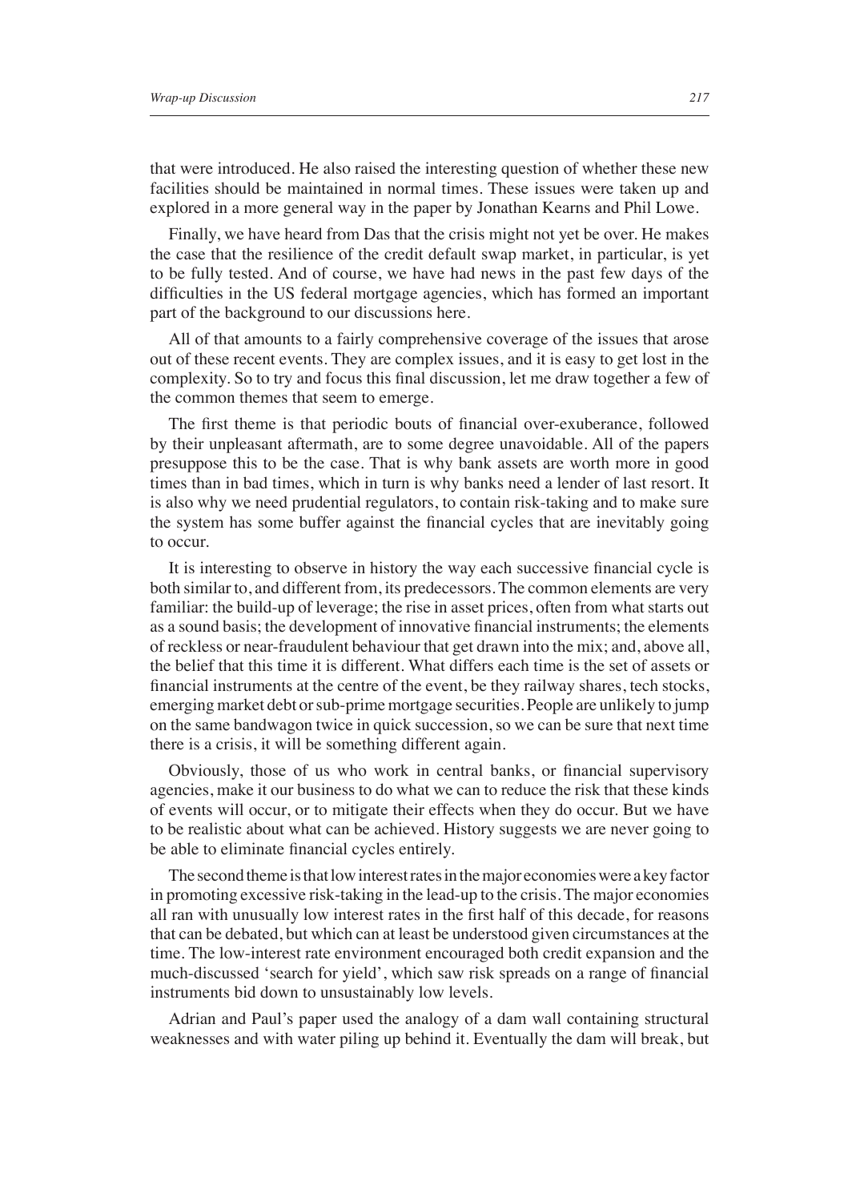that were introduced. He also raised the interesting question of whether these new facilities should be maintained in normal times. These issues were taken up and explored in a more general way in the paper by Jonathan Kearns and Phil Lowe.

Finally, we have heard from Das that the crisis might not yet be over. He makes the case that the resilience of the credit default swap market, in particular, is yet to be fully tested. And of course, we have had news in the past few days of the difficulties in the US federal mortgage agencies, which has formed an important part of the background to our discussions here.

All of that amounts to a fairly comprehensive coverage of the issues that arose out of these recent events. They are complex issues, and it is easy to get lost in the complexity. So to try and focus this final discussion, let me draw together a few of the common themes that seem to emerge.

The first theme is that periodic bouts of financial over-exuberance, followed by their unpleasant aftermath, are to some degree unavoidable. All of the papers presuppose this to be the case. That is why bank assets are worth more in good times than in bad times, which in turn is why banks need a lender of last resort. It is also why we need prudential regulators, to contain risk-taking and to make sure the system has some buffer against the financial cycles that are inevitably going to occur.

It is interesting to observe in history the way each successive financial cycle is both similar to, and different from, its predecessors. The common elements are very familiar: the build-up of leverage; the rise in asset prices, often from what starts out as a sound basis; the development of innovative financial instruments; the elements of reckless or near-fraudulent behaviour that get drawn into the mix; and, above all, the belief that this time it is different. What differs each time is the set of assets or financial instruments at the centre of the event, be they railway shares, tech stocks, emerging market debt or sub-prime mortgage securities. People are unlikely to jump on the same bandwagon twice in quick succession, so we can be sure that next time there is a crisis, it will be something different again.

Obviously, those of us who work in central banks, or financial supervisory agencies, make it our business to do what we can to reduce the risk that these kinds of events will occur, or to mitigate their effects when they do occur. But we have to be realistic about what can be achieved. History suggests we are never going to be able to eliminate financial cycles entirely.

The second theme is that low interest rates in the major economies were a key factor in promoting excessive risk-taking in the lead-up to the crisis. The major economies all ran with unusually low interest rates in the first half of this decade, for reasons that can be debated, but which can at least be understood given circumstances at the time. The low-interest rate environment encouraged both credit expansion and the much-discussed 'search for yield', which saw risk spreads on a range of financial instruments bid down to unsustainably low levels.

Adrian and Paul's paper used the analogy of a dam wall containing structural weaknesses and with water piling up behind it. Eventually the dam will break, but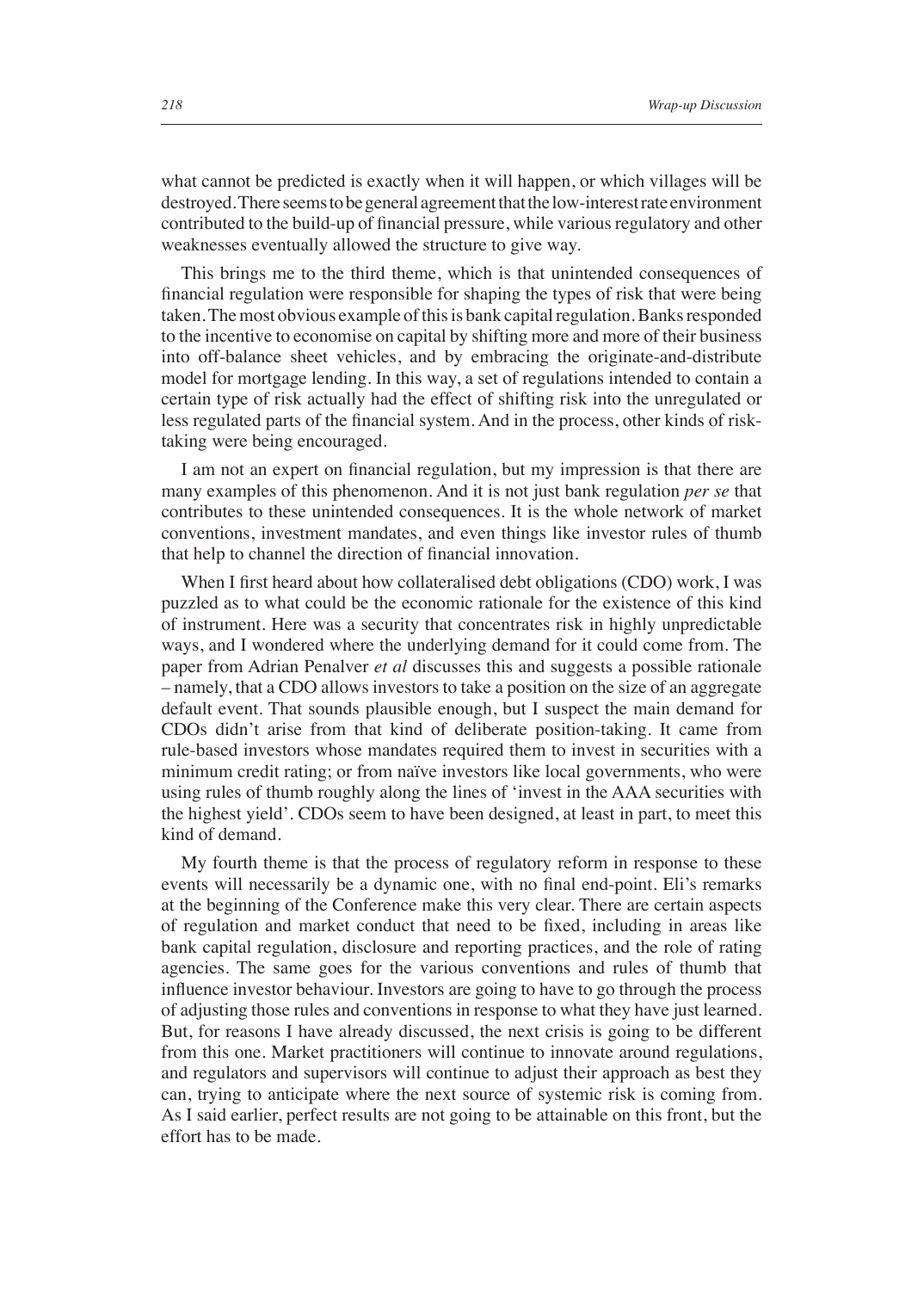what cannot be predicted is exactly when it will happen, or which villages will be destroyed. There seems to be general agreement that the low-interest rate environment contributed to the build-up of financial pressure, while various regulatory and other weaknesses eventually allowed the structure to give way.

This brings me to the third theme, which is that unintended consequences of financial regulation were responsible for shaping the types of risk that were being taken. The most obvious example of this is bank capital regulation. Banks responded to the incentive to economise on capital by shifting more and more of their business into off-balance sheet vehicles, and by embracing the originate-and-distribute model for mortgage lending. In this way, a set of regulations intended to contain a certain type of risk actually had the effect of shifting risk into the unregulated or less regulated parts of the financial system. And in the process, other kinds of risk-taking were being encouraged.

I am not an expert on financial regulation, but my impression is that there are many examples of this phenomenon. And it is not just bank regulation *per se* that contributes to these unintended consequences. It is the whole network of market conventions, investment mandates, and even things like investor rules of thumb that help to channel the direction of financial innovation.

When I first heard about how collateralised debt obligations (CDO) work, I was puzzled as to what could be the economic rationale for the existence of this kind of instrument. Here was a security that concentrates risk in highly unpredictable ways, and I wondered where the underlying demand for it could come from. The paper from Adrian Penalver *et al* discusses this and suggests a possible rationale – namely, that a CDO allows investors to take a position on the size of an aggregate default event. That sounds plausible enough, but I suspect the main demand for CDOs didn't arise from that kind of deliberate position-taking. It came from rule-based investors whose mandates required them to invest in securities with a minimum credit rating; or from naïve investors like local governments, who were using rules of thumb roughly along the lines of 'invest in the AAA securities with the highest yield'. CDOs seem to have been designed, at least in part, to meet this kind of demand.

My fourth theme is that the process of regulatory reform in response to these events will necessarily be a dynamic one, with no final end-point. Eli's remarks at the beginning of the Conference make this very clear. There are certain aspects of regulation and market conduct that need to be fixed, including in areas like bank capital regulation, disclosure and reporting practices, and the role of rating agencies. The same goes for the various conventions and rules of thumb that influence investor behaviour. Investors are going to have to go through the process of adjusting those rules and conventions in response to what they have just learned. But, for reasons I have already discussed, the next crisis is going to be different from this one. Market practitioners will continue to innovate around regulations, and regulators and supervisors will continue to adjust their approach as best they can, trying to anticipate where the next source of systemic risk is coming from. As I said earlier, perfect results are not going to be attainable on this front, but the effort has to be made.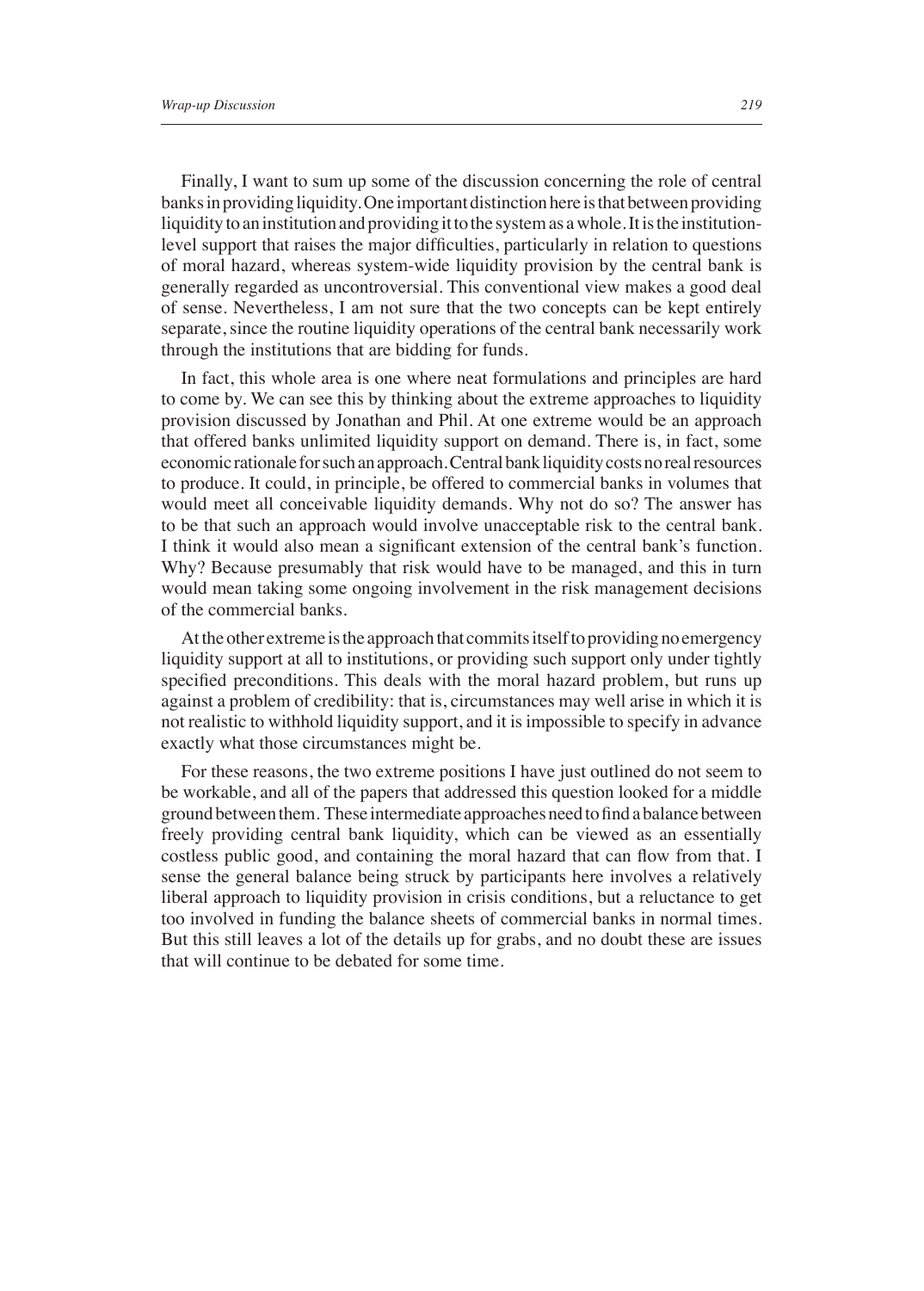Finally, I want to sum up some of the discussion concerning the role of central banks in providing liquidity. One important distinction here is that between providing liquidity to an institution and providing it to the system as a whole. It is the institution-level support that raises the major difficulties, particularly in relation to questions of moral hazard, whereas system-wide liquidity provision by the central bank is generally regarded as uncontroversial. This conventional view makes a good deal of sense. Nevertheless, I am not sure that the two concepts can be kept entirely separate, since the routine liquidity operations of the central bank necessarily work through the institutions that are bidding for funds.

In fact, this whole area is one where neat formulations and principles are hard to come by. We can see this by thinking about the extreme approaches to liquidity provision discussed by Jonathan and Phil. At one extreme would be an approach that offered banks unlimited liquidity support on demand. There is, in fact, some economic rationale for such an approach. Central bank liquidity costs no real resources to produce. It could, in principle, be offered to commercial banks in volumes that would meet all conceivable liquidity demands. Why not do so? The answer has to be that such an approach would involve unacceptable risk to the central bank. I think it would also mean a significant extension of the central bank's function. Why? Because presumably that risk would have to be managed, and this in turn would mean taking some ongoing involvement in the risk management decisions of the commercial banks.

At the other extreme is the approach that commits itself to providing no emergency liquidity support at all to institutions, or providing such support only under tightly specified preconditions. This deals with the moral hazard problem, but runs up against a problem of credibility: that is, circumstances may well arise in which it is not realistic to withhold liquidity support, and it is impossible to specify in advance exactly what those circumstances might be.

For these reasons, the two extreme positions I have just outlined do not seem to be workable, and all of the papers that addressed this question looked for a middle ground between them. These intermediate approaches need to find a balance between freely providing central bank liquidity, which can be viewed as an essentially costless public good, and containing the moral hazard that can flow from that. I sense the general balance being struck by participants here involves a relatively liberal approach to liquidity provision in crisis conditions, but a reluctance to get too involved in funding the balance sheets of commercial banks in normal times. But this still leaves a lot of the details up for grabs, and no doubt these are issues that will continue to be debated for some time.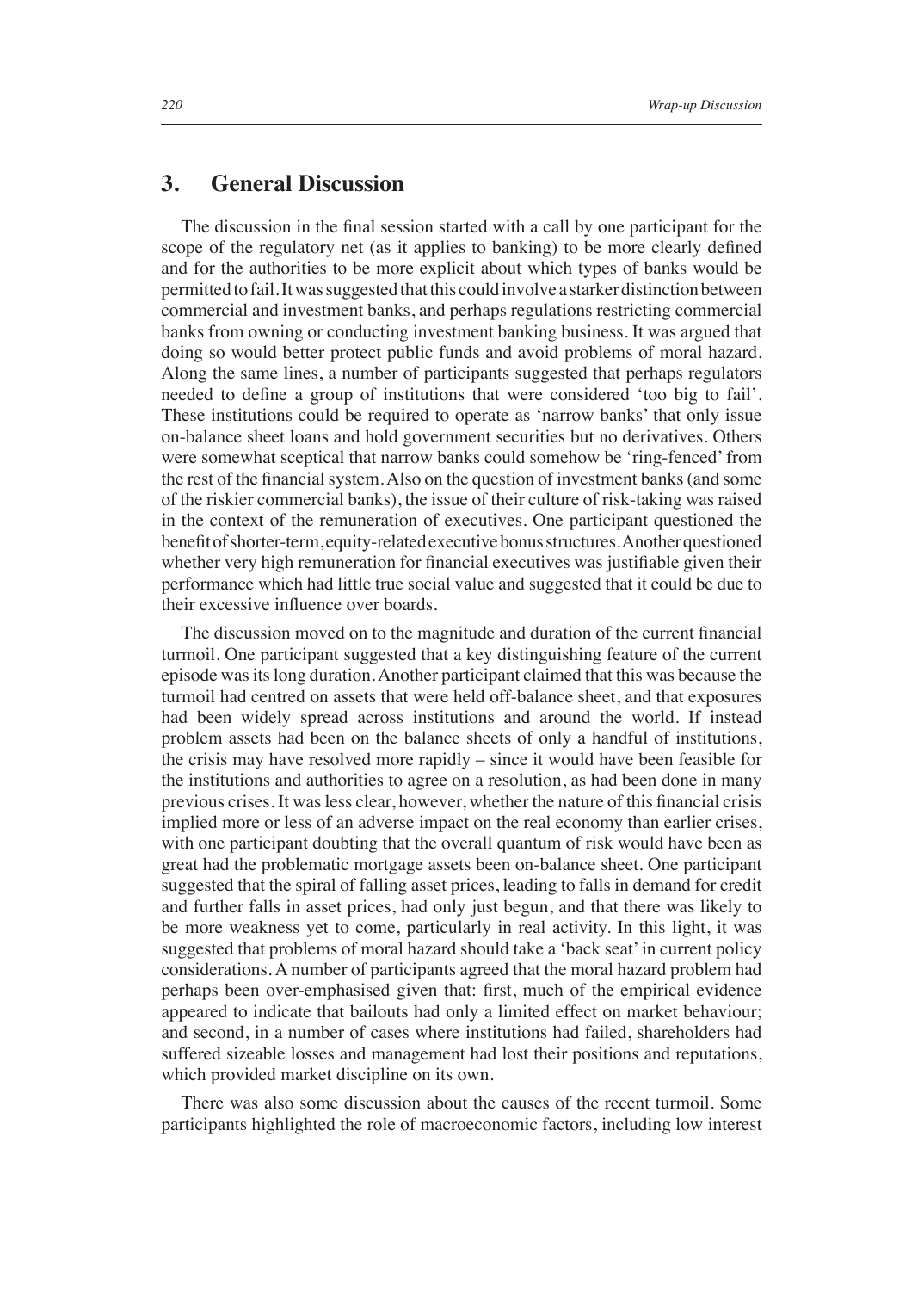## 3. General Discussion

The discussion in the final session started with a call by one participant for the scope of the regulatory net (as it applies to banking) to be more clearly defined and for the authorities to be more explicit about which types of banks would be permitted to fail. It was suggested that this could involve a starker distinction between commercial and investment banks, and perhaps regulations restricting commercial banks from owning or conducting investment banking business. It was argued that doing so would better protect public funds and avoid problems of moral hazard. Along the same lines, a number of participants suggested that perhaps regulators needed to define a group of institutions that were considered 'too big to fail'. These institutions could be required to operate as 'narrow banks' that only issue on-balance sheet loans and hold government securities but no derivatives. Others were somewhat sceptical that narrow banks could somehow be 'ring-fenced' from the rest of the financial system. Also on the question of investment banks (and some of the riskier commercial banks), the issue of their culture of risk-taking was raised in the context of the remuneration of executives. One participant questioned the benefit of shorter-term, equity-related executive bonus structures. Another questioned whether very high remuneration for financial executives was justifiable given their performance which had little true social value and suggested that it could be due to their excessive influence over boards.

The discussion moved on to the magnitude and duration of the current financial turmoil. One participant suggested that a key distinguishing feature of the current episode was its long duration. Another participant claimed that this was because the turmoil had centred on assets that were held off-balance sheet, and that exposures had been widely spread across institutions and around the world. If instead problem assets had been on the balance sheets of only a handful of institutions, the crisis may have resolved more rapidly – since it would have been feasible for the institutions and authorities to agree on a resolution, as had been done in many previous crises. It was less clear, however, whether the nature of this financial crisis implied more or less of an adverse impact on the real economy than earlier crises, with one participant doubting that the overall quantum of risk would have been as great had the problematic mortgage assets been on-balance sheet. One participant suggested that the spiral of falling asset prices, leading to falls in demand for credit and further falls in asset prices, had only just begun, and that there was likely to be more weakness yet to come, particularly in real activity. In this light, it was suggested that problems of moral hazard should take a 'back seat' in current policy considerations. A number of participants agreed that the moral hazard problem had perhaps been over-emphasised given that: first, much of the empirical evidence appeared to indicate that bailouts had only a limited effect on market behaviour; and second, in a number of cases where institutions had failed, shareholders had suffered sizeable losses and management had lost their positions and reputations, which provided market discipline on its own.

There was also some discussion about the causes of the recent turmoil. Some participants highlighted the role of macroeconomic factors, including low interest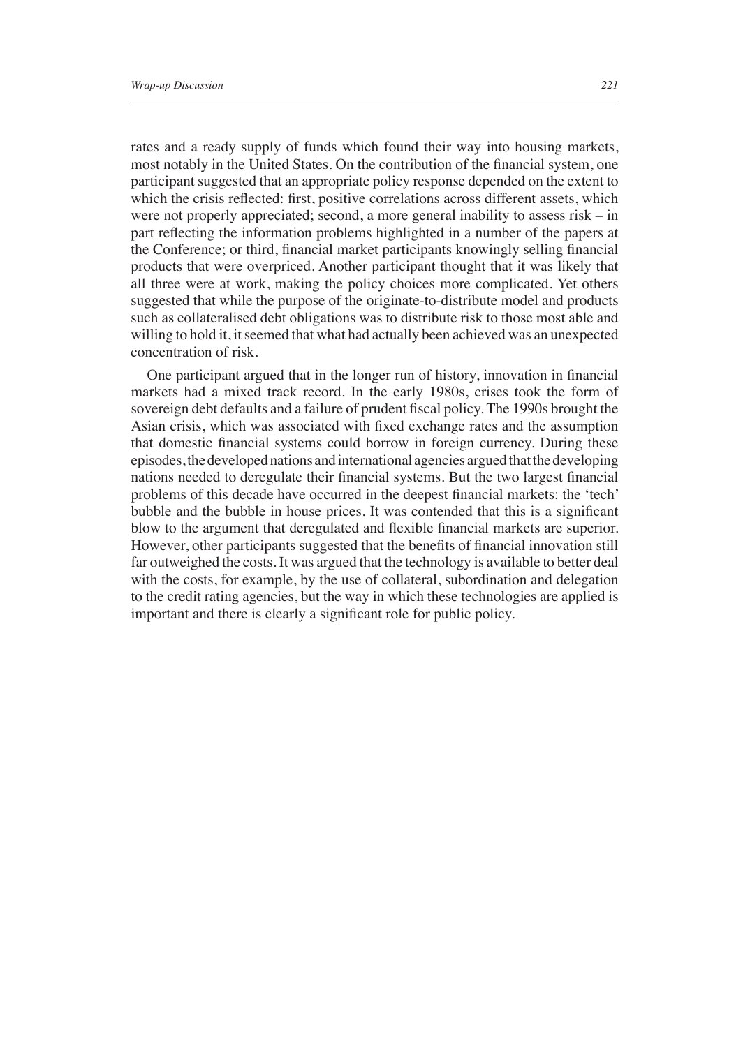rates and a ready supply of funds which found their way into housing markets, most notably in the United States. On the contribution of the financial system, one participant suggested that an appropriate policy response depended on the extent to which the crisis reflected: first, positive correlations across different assets, which were not properly appreciated; second, a more general inability to assess risk – in part reflecting the information problems highlighted in a number of the papers at the Conference; or third, financial market participants knowingly selling financial products that were overpriced. Another participant thought that it was likely that all three were at work, making the policy choices more complicated. Yet others suggested that while the purpose of the originate-to-distribute model and products such as collateralised debt obligations was to distribute risk to those most able and willing to hold it, it seemed that what had actually been achieved was an unexpected concentration of risk.

One participant argued that in the longer run of history, innovation in financial markets had a mixed track record. In the early 1980s, crises took the form of sovereign debt defaults and a failure of prudent fiscal policy. The 1990s brought the Asian crisis, which was associated with fixed exchange rates and the assumption that domestic financial systems could borrow in foreign currency. During these episodes, the developed nations and international agencies argued that the developing nations needed to deregulate their financial systems. But the two largest financial problems of this decade have occurred in the deepest financial markets: the 'tech' bubble and the bubble in house prices. It was contended that this is a significant blow to the argument that deregulated and flexible financial markets are superior. However, other participants suggested that the benefits of financial innovation still far outweighed the costs. It was argued that the technology is available to better deal with the costs, for example, by the use of collateral, subordination and delegation to the credit rating agencies, but the way in which these technologies are applied is important and there is clearly a significant role for public policy.